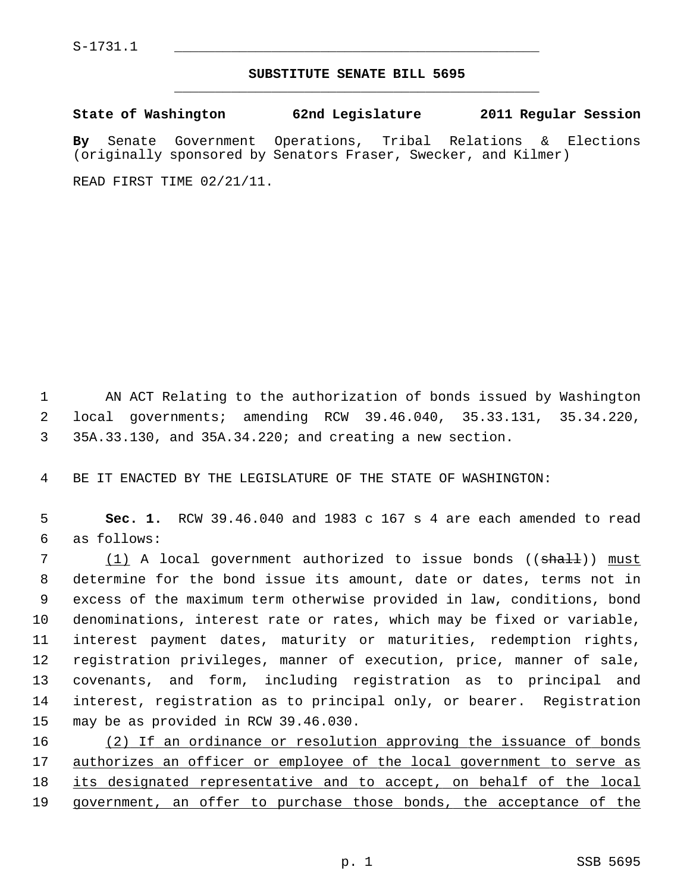S-1731.1

## SUBSTITUTE SENATE BILL 5695

**State of Washington 62nd Legislature 2011 Regular Session**

**By** Senate Government Operations, Tribal Relations & Elections (originally sponsored by Senators Fraser, Swecker, and Kilmer)

READ FIRST TIME 02/21/11.

AN ACT Relating to the authorization of bonds issued by Washington local governments; amending RCW 39.46.040, 35.33.131, 35.34.220, 35A.33.130, and 35A.34.220; and creating a new section.

BE IT ENACTED BY THE LEGISLATURE OF THE STATE OF WASHINGTON:

**Sec. 1.** RCW 39.46.040 and 1983 c 167 s 4 are each amended to read as follows:

<u>(1)</u> A local government authorized to issue bonds ((~~shall~~)) <u>must</u> determine for the bond issue its amount, date or dates, terms not in excess of the maximum term otherwise provided in law, conditions, bond denominations, interest rate or rates, which may be fixed or variable, interest payment dates, maturity or maturities, redemption rights, registration privileges, manner of execution, price, manner of sale, covenants, and form, including registration as to principal and interest, registration as to principal only, or bearer. Registration may be as provided in RCW 39.46.030.

<u>(2) If an ordinance or resolution approving the issuance of bonds authorizes an officer or employee of the local government to serve as its designated representative and to accept, on behalf of the local government, an offer to purchase those bonds, the acceptance of the</u>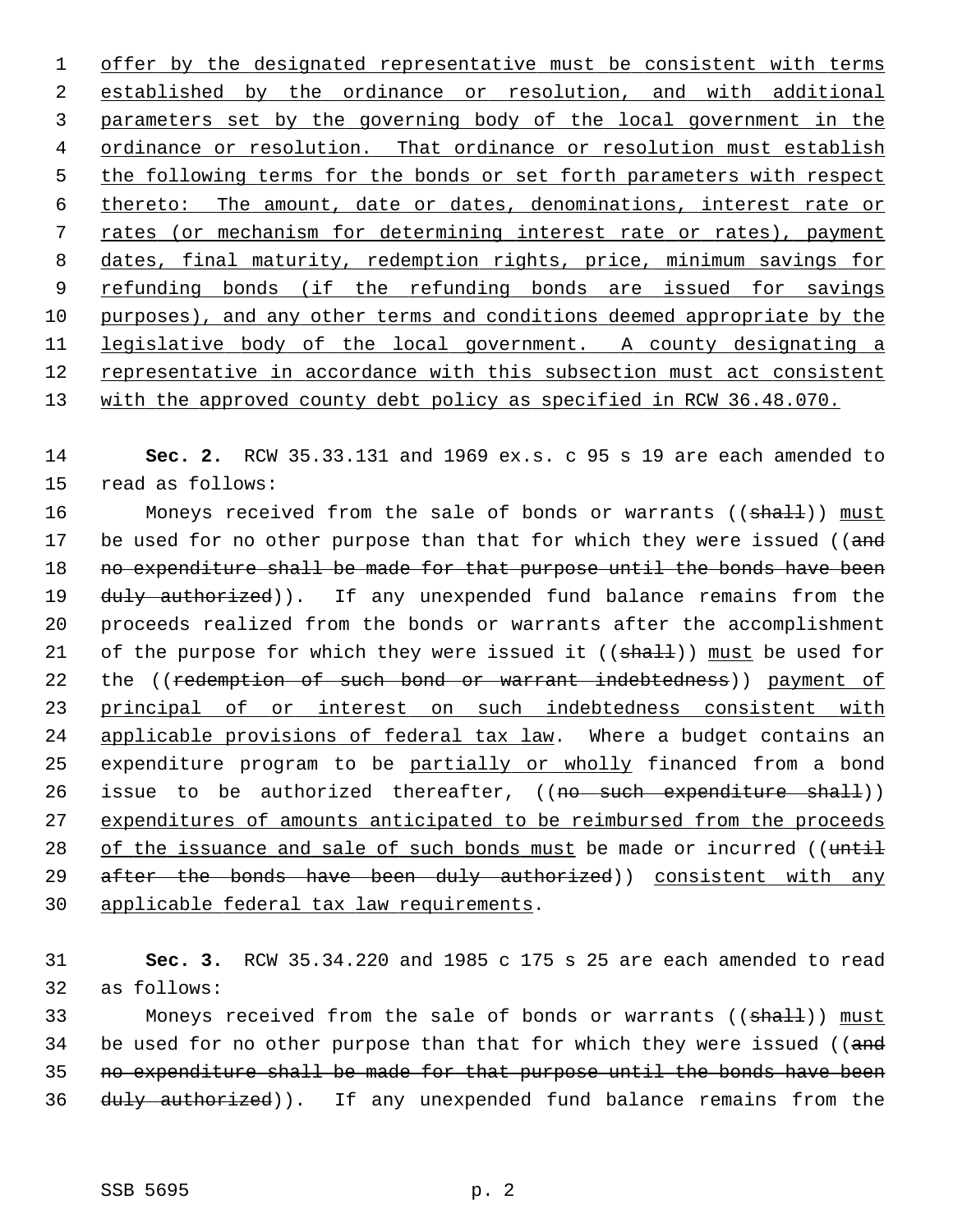offer by the designated representative must be consistent with terms established by the ordinance or resolution, and with additional parameters set by the governing body of the local government in the ordinance or resolution. That ordinance or resolution must establish the following terms for the bonds or set forth parameters with respect thereto: The amount, date or dates, denominations, interest rate or rates (or mechanism for determining interest rate or rates), payment dates, final maturity, redemption rights, price, minimum savings for refunding bonds (if the refunding bonds are issued for savings purposes), and any other terms and conditions deemed appropriate by the legislative body of the local government. A county designating a representative in accordance with this subsection must act consistent with the approved county debt policy as specified in RCW 36.48.070.

**Sec. 2.** RCW 35.33.131 and 1969 ex.s. c 95 s 19 are each amended to read as follows:

Moneys received from the sale of bonds or warrants ((~~shall~~)) must be used for no other purpose than that for which they were issued ((~~and no expenditure shall be made for that purpose until the bonds have been duly authorized~~)). If any unexpended fund balance remains from the proceeds realized from the bonds or warrants after the accomplishment of the purpose for which they were issued it ((~~shall~~)) must be used for the ((~~redemption of such bond or warrant indebtedness~~)) payment of principal of or interest on such indebtedness consistent with applicable provisions of federal tax law. Where a budget contains an expenditure program to be partially or wholly financed from a bond issue to be authorized thereafter, ((~~no such expenditure shall~~)) expenditures of amounts anticipated to be reimbursed from the proceeds of the issuance and sale of such bonds must be made or incurred ((~~until after the bonds have been duly authorized~~)) consistent with any applicable federal tax law requirements.

**Sec. 3.** RCW 35.34.220 and 1985 c 175 s 25 are each amended to read as follows:

Moneys received from the sale of bonds or warrants ((~~shall~~)) must be used for no other purpose than that for which they were issued ((~~and no expenditure shall be made for that purpose until the bonds have been duly authorized~~)). If any unexpended fund balance remains from the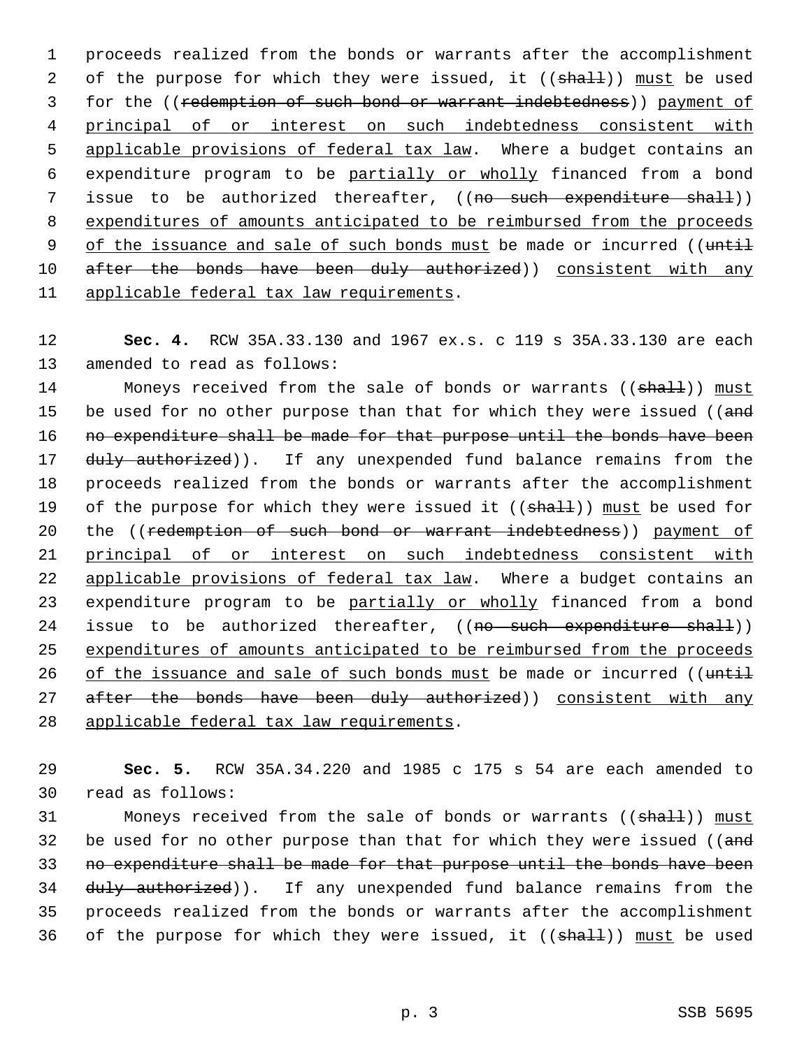proceeds realized from the bonds or warrants after the accomplishment of the purpose for which they were issued, it ((~~shall~~)) <u>must</u> be used for the ((~~redemption of such bond or warrant indebtedness~~)) <u>payment of principal of or interest on such indebtedness consistent with applicable provisions of federal tax law</u>. Where a budget contains an expenditure program to be <u>partially or wholly</u> financed from a bond issue to be authorized thereafter, ((~~no such expenditure shall~~)) <u>expenditures of amounts anticipated to be reimbursed from the proceeds of the issuance and sale of such bonds must</u> be made or incurred ((~~until after the bonds have been duly authorized~~)) <u>consistent with any applicable federal tax law requirements</u>.

**Sec. 4.** RCW 35A.33.130 and 1967 ex.s. c 119 s 35A.33.130 are each amended to read as follows:

Moneys received from the sale of bonds or warrants ((~~shall~~)) <u>must</u> be used for no other purpose than that for which they were issued ((~~and no expenditure shall be made for that purpose until the bonds have been duly authorized~~)). If any unexpended fund balance remains from the proceeds realized from the bonds or warrants after the accomplishment of the purpose for which they were issued it ((~~shall~~)) <u>must</u> be used for the ((~~redemption of such bond or warrant indebtedness~~)) <u>payment of principal of or interest on such indebtedness consistent with applicable provisions of federal tax law</u>. Where a budget contains an expenditure program to be <u>partially or wholly</u> financed from a bond issue to be authorized thereafter, ((~~no such expenditure shall~~)) <u>expenditures of amounts anticipated to be reimbursed from the proceeds of the issuance and sale of such bonds must</u> be made or incurred ((~~until after the bonds have been duly authorized~~)) <u>consistent with any applicable federal tax law requirements</u>.

**Sec. 5.** RCW 35A.34.220 and 1985 c 175 s 54 are each amended to read as follows:

Moneys received from the sale of bonds or warrants ((~~shall~~)) <u>must</u> be used for no other purpose than that for which they were issued ((~~and no expenditure shall be made for that purpose until the bonds have been duly authorized~~)). If any unexpended fund balance remains from the proceeds realized from the bonds or warrants after the accomplishment of the purpose for which they were issued, it ((~~shall~~)) <u>must</u> be used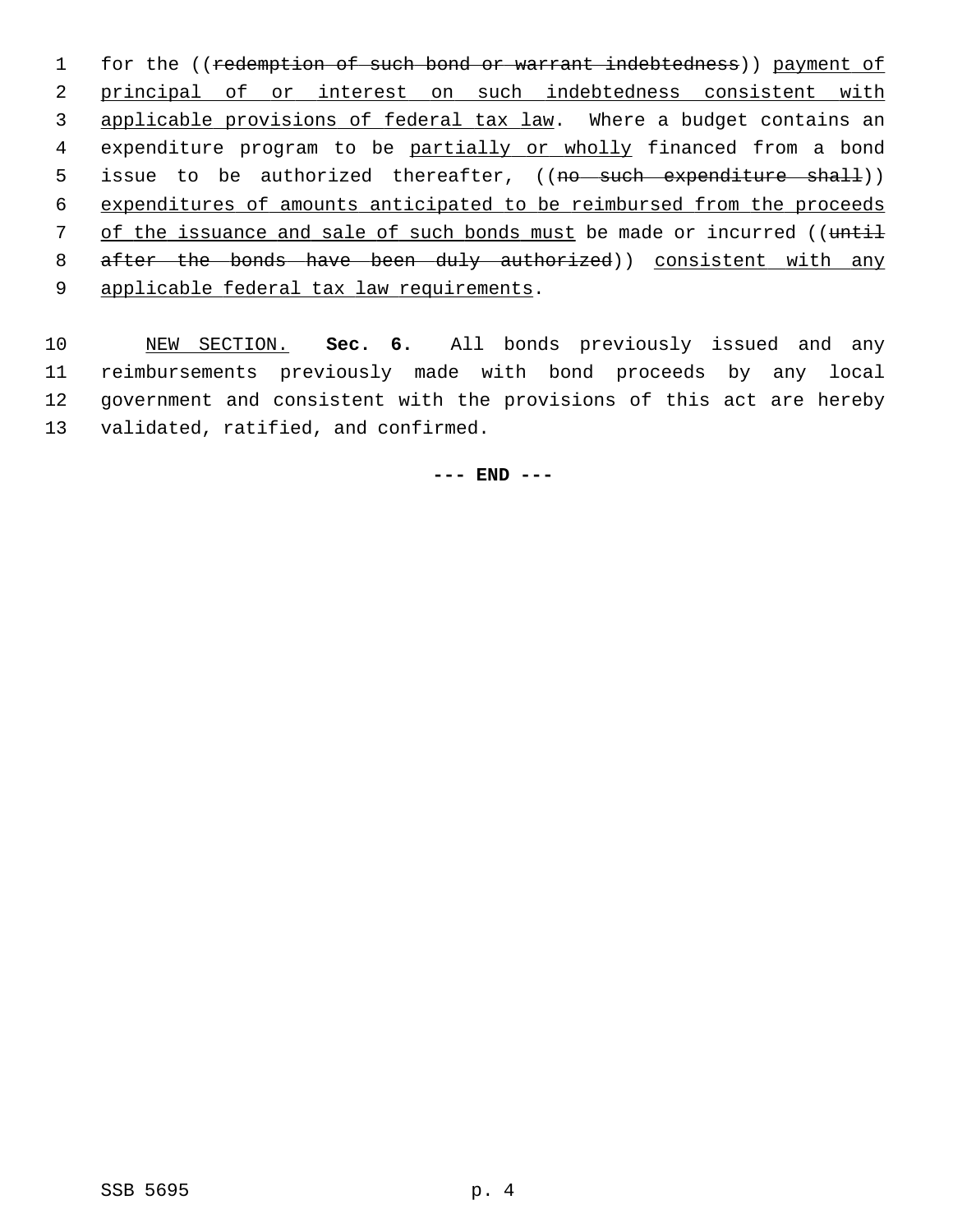for the ((~~redemption of such bond or warrant indebtedness~~)) <u>payment of principal of or interest on such indebtedness consistent with applicable provisions of federal tax law</u>. Where a budget contains an expenditure program to be <u>partially or wholly</u> financed from a bond issue to be authorized thereafter, ((~~no such expenditure shall~~)) <u>expenditures of amounts anticipated to be reimbursed from the proceeds of the issuance and sale of such bonds must</u> be made or incurred ((~~until after the bonds have been duly authorized~~)) <u>consistent with any applicable federal tax law requirements</u>.

<u>NEW SECTION.</u> **Sec. 6.** All bonds previously issued and any reimbursements previously made with bond proceeds by any local government and consistent with the provisions of this act are hereby validated, ratified, and confirmed.

**--- END ---**